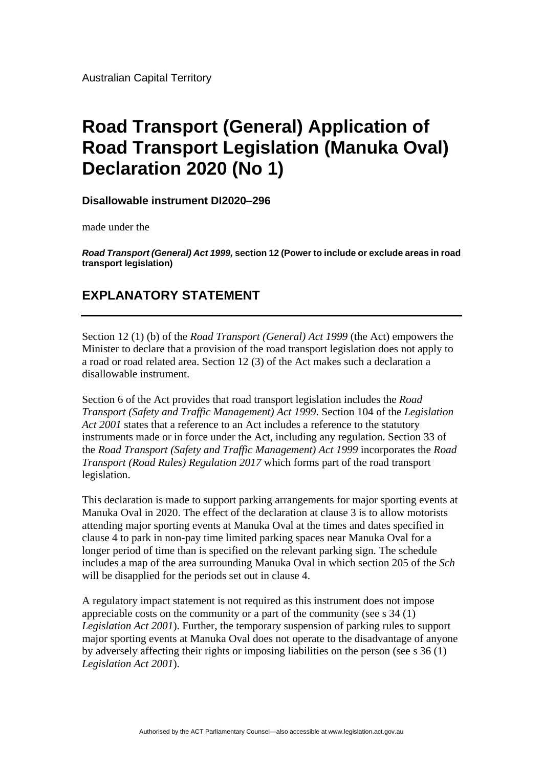Australian Capital Territory

# Road Transport (General) Application of Road Transport Legislation (Manuka Oval) Declaration 2020 (No 1)

**Disallowable instrument DI2020–296**

made under the

***Road Transport (General) Act 1999,* section 12 (Power to include or exclude areas in road transport legislation)**

## EXPLANATORY STATEMENT

---

Section 12 (1) (b) of the *Road Transport (General) Act 1999* (the Act) empowers the Minister to declare that a provision of the road transport legislation does not apply to a road or road related area. Section 12 (3) of the Act makes such a declaration a disallowable instrument.

Section 6 of the Act provides that road transport legislation includes the *Road Transport (Safety and Traffic Management) Act 1999*. Section 104 of the *Legislation Act 2001* states that a reference to an Act includes a reference to the statutory instruments made or in force under the Act, including any regulation. Section 33 of the *Road Transport (Safety and Traffic Management) Act 1999* incorporates the *Road Transport (Road Rules) Regulation 2017* which forms part of the road transport legislation.

This declaration is made to support parking arrangements for major sporting events at Manuka Oval in 2020. The effect of the declaration at clause 3 is to allow motorists attending major sporting events at Manuka Oval at the times and dates specified in clause 4 to park in non-pay time limited parking spaces near Manuka Oval for a longer period of time than is specified on the relevant parking sign. The schedule includes a map of the area surrounding Manuka Oval in which section 205 of the *Sch* will be disapplied for the periods set out in clause 4.

A regulatory impact statement is not required as this instrument does not impose appreciable costs on the community or a part of the community (see s 34 (1) *Legislation Act 2001*). Further, the temporary suspension of parking rules to support major sporting events at Manuka Oval does not operate to the disadvantage of anyone by adversely affecting their rights or imposing liabilities on the person (see s 36 (1) *Legislation Act 2001*).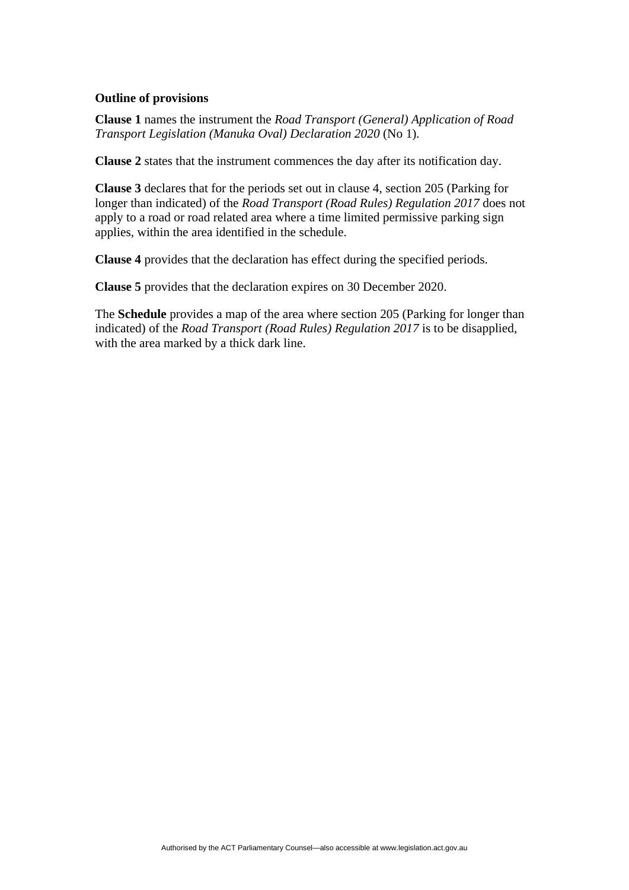**Outline of provisions**

**Clause 1** names the instrument the *Road Transport (General) Application of Road Transport Legislation (Manuka Oval) Declaration 2020* (No 1).

**Clause 2** states that the instrument commences the day after its notification day.

**Clause 3** declares that for the periods set out in clause 4, section 205 (Parking for longer than indicated) of the *Road Transport (Road Rules) Regulation 2017* does not apply to a road or road related area where a time limited permissive parking sign applies, within the area identified in the schedule.

**Clause 4** provides that the declaration has effect during the specified periods.

**Clause 5** provides that the declaration expires on 30 December 2020.

The **Schedule** provides a map of the area where section 205 (Parking for longer than indicated) of the *Road Transport (Road Rules) Regulation 2017* is to be disapplied, with the area marked by a thick dark line.